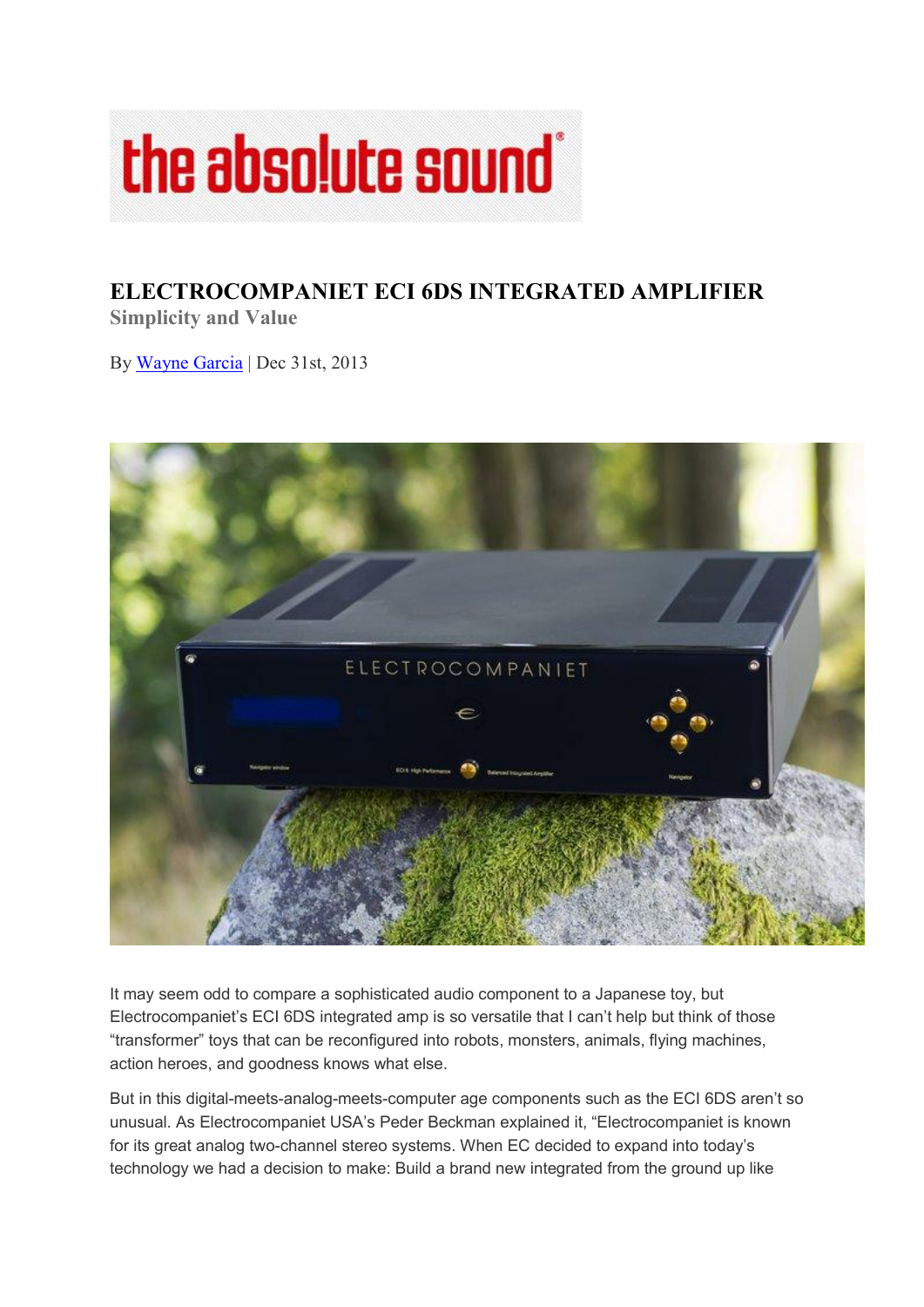# the absolute sound

## ELECTROCOMPANIET ECI 6DS INTEGRATED AMPLIFIER

**Simplicity and Value**

By [Wayne Garcia](#) | Dec 31st, 2013

It may seem odd to compare a sophisticated audio component to a Japanese toy, but Electrocompaniet's ECI 6DS integrated amp is so versatile that I can't help but think of those "transformer" toys that can be reconfigured into robots, monsters, animals, flying machines, action heroes, and goodness knows what else.

But in this digital-meets-analog-meets-computer age components such as the ECI 6DS aren't so unusual. As Electrocompaniet USA's Peder Beckman explained it, "Electrocompaniet is known for its great analog two-channel stereo systems. When EC decided to expand into today's technology we had a decision to make: Build a brand new integrated from the ground up like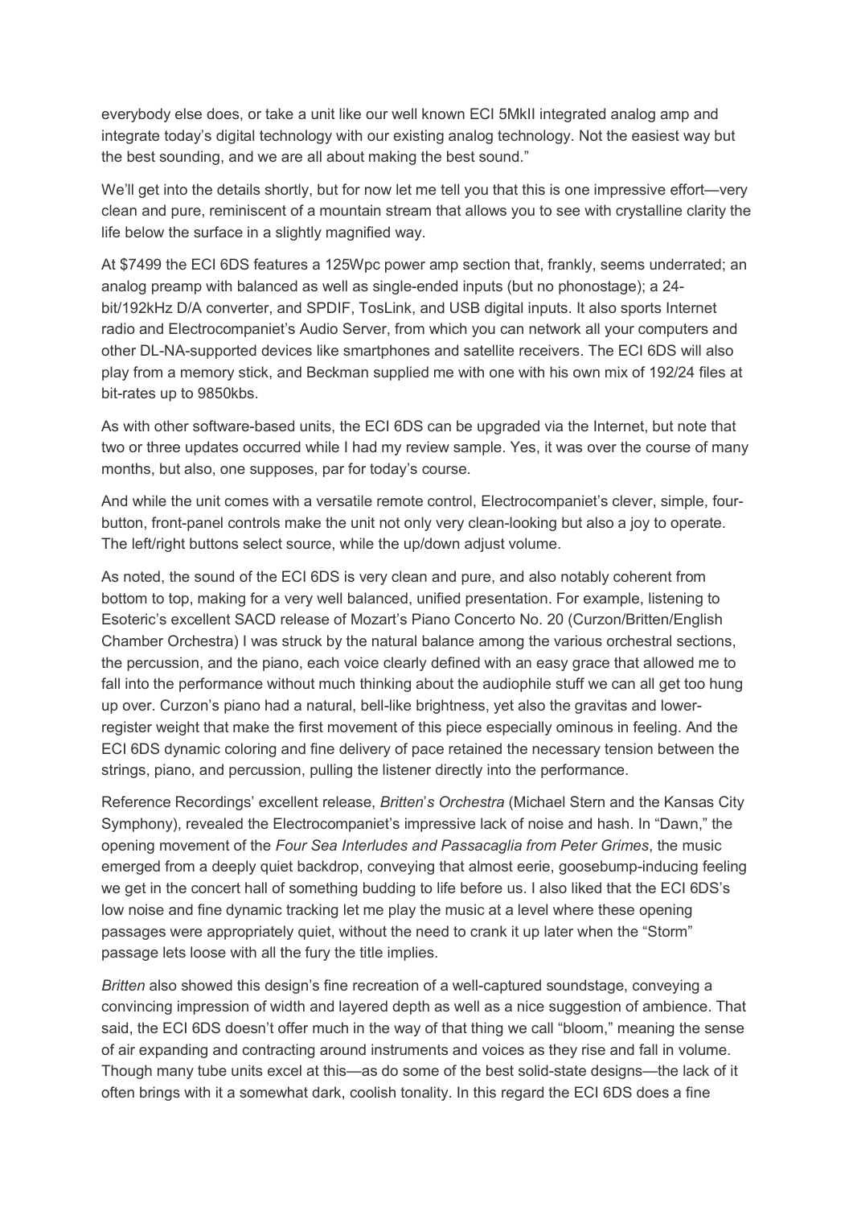everybody else does, or take a unit like our well known ECI 5MkII integrated analog amp and integrate today's digital technology with our existing analog technology. Not the easiest way but the best sounding, and we are all about making the best sound."

We'll get into the details shortly, but for now let me tell you that this is one impressive effort—very clean and pure, reminiscent of a mountain stream that allows you to see with crystalline clarity the life below the surface in a slightly magnified way.

At $7499 the ECI 6DS features a 125Wpc power amp section that, frankly, seems underrated; an analog preamp with balanced as well as single-ended inputs (but no phonostage); a 24-bit/192kHz D/A converter, and SPDIF, TosLink, and USB digital inputs. It also sports Internet radio and Electrocompaniet's Audio Server, from which you can network all your computers and other DL-NA-supported devices like smartphones and satellite receivers. The ECI 6DS will also play from a memory stick, and Beckman supplied me with one with his own mix of 192/24 files at bit-rates up to 9850kbs.

As with other software-based units, the ECI 6DS can be upgraded via the Internet, but note that two or three updates occurred while I had my review sample. Yes, it was over the course of many months, but also, one supposes, par for today's course.

And while the unit comes with a versatile remote control, Electrocompaniet's clever, simple, four-button, front-panel controls make the unit not only very clean-looking but also a joy to operate. The left/right buttons select source, while the up/down adjust volume.

As noted, the sound of the ECI 6DS is very clean and pure, and also notably coherent from bottom to top, making for a very well balanced, unified presentation. For example, listening to Esoteric's excellent SACD release of Mozart's Piano Concerto No. 20 (Curzon/Britten/English Chamber Orchestra) I was struck by the natural balance among the various orchestral sections, the percussion, and the piano, each voice clearly defined with an easy grace that allowed me to fall into the performance without much thinking about the audiophile stuff we can all get too hung up over. Curzon's piano had a natural, bell-like brightness, yet also the gravitas and lower-register weight that make the first movement of this piece especially ominous in feeling. And the ECI 6DS dynamic coloring and fine delivery of pace retained the necessary tension between the strings, piano, and percussion, pulling the listener directly into the performance.

Reference Recordings' excellent release, *Britten's Orchestra* (Michael Stern and the Kansas City Symphony), revealed the Electrocompaniet's impressive lack of noise and hash. In "Dawn," the opening movement of the *Four Sea Interludes and Passacaglia from Peter Grimes*, the music emerged from a deeply quiet backdrop, conveying that almost eerie, goosebump-inducing feeling we get in the concert hall of something budding to life before us. I also liked that the ECI 6DS's low noise and fine dynamic tracking let me play the music at a level where these opening passages were appropriately quiet, without the need to crank it up later when the "Storm" passage lets loose with all the fury the title implies.

*Britten* also showed this design's fine recreation of a well-captured soundstage, conveying a convincing impression of width and layered depth as well as a nice suggestion of ambience. That said, the ECI 6DS doesn't offer much in the way of that thing we call "bloom," meaning the sense of air expanding and contracting around instruments and voices as they rise and fall in volume. Though many tube units excel at this—as do some of the best solid-state designs—the lack of it often brings with it a somewhat dark, coolish tonality. In this regard the ECI 6DS does a fine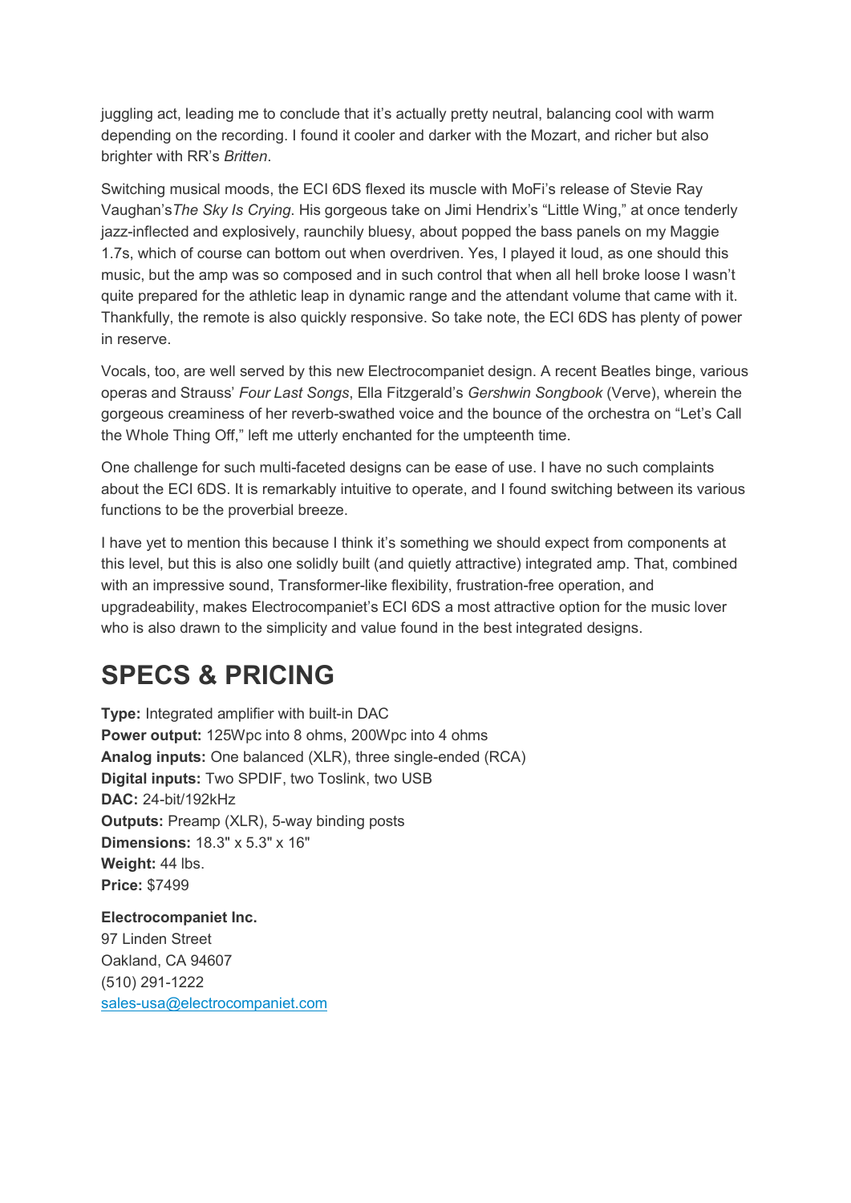juggling act, leading me to conclude that it's actually pretty neutral, balancing cool with warm depending on the recording. I found it cooler and darker with the Mozart, and richer but also brighter with RR's *Britten*.

Switching musical moods, the ECI 6DS flexed its muscle with MoFi's release of Stevie Ray Vaughan's*The Sky Is Crying*. His gorgeous take on Jimi Hendrix's "Little Wing," at once tenderly jazz-inflected and explosively, raunchily bluesy, about popped the bass panels on my Maggie 1.7s, which of course can bottom out when overdriven. Yes, I played it loud, as one should this music, but the amp was so composed and in such control that when all hell broke loose I wasn't quite prepared for the athletic leap in dynamic range and the attendant volume that came with it. Thankfully, the remote is also quickly responsive. So take note, the ECI 6DS has plenty of power in reserve.

Vocals, too, are well served by this new Electrocompaniet design. A recent Beatles binge, various operas and Strauss' *Four Last Songs*, Ella Fitzgerald's *Gershwin Songbook* (Verve), wherein the gorgeous creaminess of her reverb-swathed voice and the bounce of the orchestra on "Let's Call the Whole Thing Off," left me utterly enchanted for the umpteenth time.

One challenge for such multi-faceted designs can be ease of use. I have no such complaints about the ECI 6DS. It is remarkably intuitive to operate, and I found switching between its various functions to be the proverbial breeze.

I have yet to mention this because I think it's something we should expect from components at this level, but this is also one solidly built (and quietly attractive) integrated amp. That, combined with an impressive sound, Transformer-like flexibility, frustration-free operation, and upgradeability, makes Electrocompaniet's ECI 6DS a most attractive option for the music lover who is also drawn to the simplicity and value found in the best integrated designs.

## SPECS & PRICING

**Type:** Integrated amplifier with built-in DAC
**Power output:** 125Wpc into 8 ohms, 200Wpc into 4 ohms
**Analog inputs:** One balanced (XLR), three single-ended (RCA)
**Digital inputs:** Two SPDIF, two Toslink, two USB
**DAC:** 24-bit/192kHz
**Outputs:** Preamp (XLR), 5-way binding posts
**Dimensions:** 18.3" x 5.3" x 16"
**Weight:** 44 lbs.
**Price:** $7499

**Electrocompaniet Inc.**
97 Linden Street
Oakland, CA 94607
(510) 291-1222
sales-usa@electrocompaniet.com